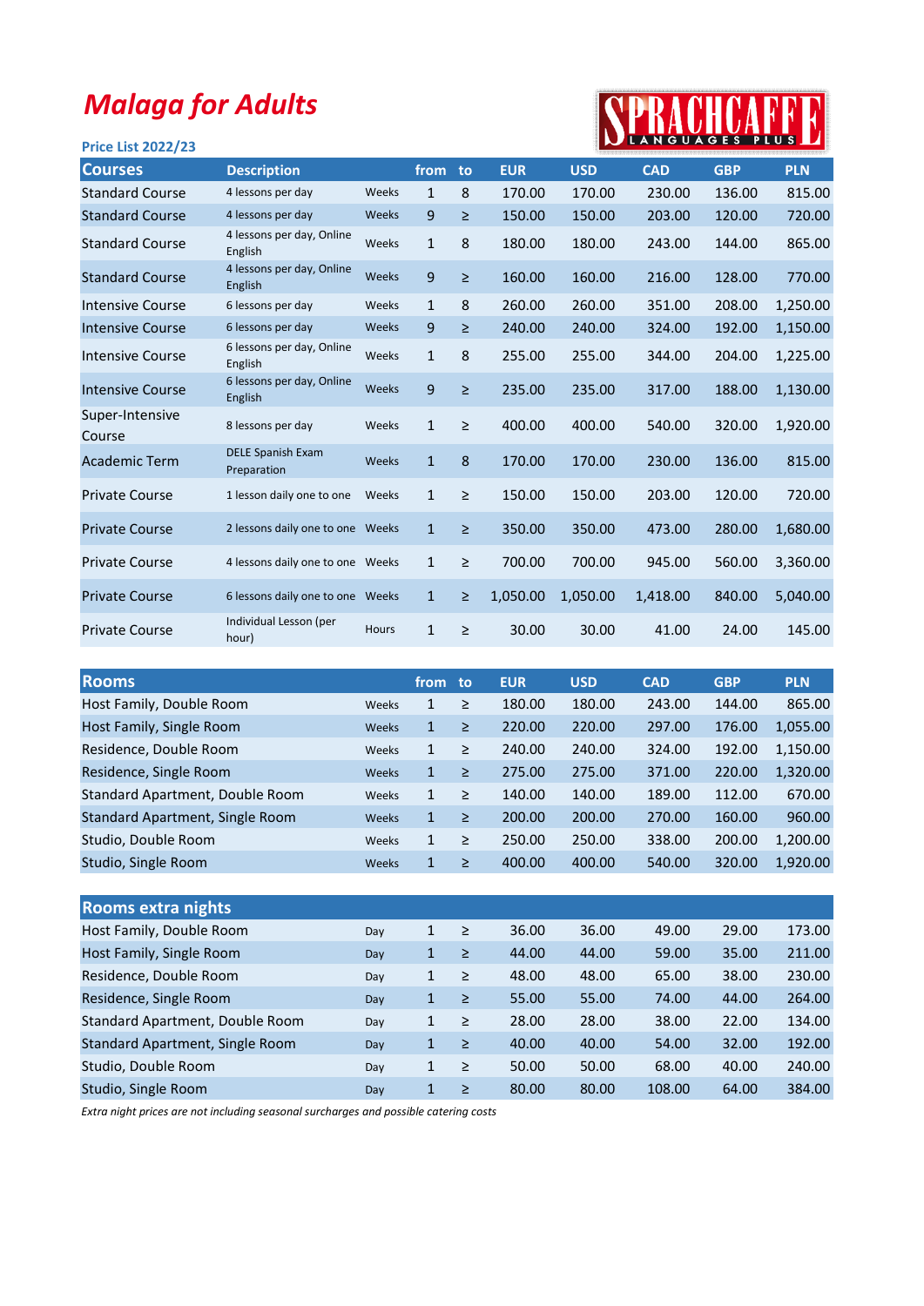# Malaga for Adults

SPRACHCAFFE LANGUAGES PLUS

### Price List 2022/23

| Courses | Description | | from | to | EUR | USD | CAD | GBP | PLN |
|---|---|---|---|---|---|---|---|---|---|
| Standard Course | 4 lessons per day | Weeks | 1 | 8 | 170.00 | 170.00 | 230.00 | 136.00 | 815.00 |
| Standard Course | 4 lessons per day | Weeks | 9 | ≥ | 150.00 | 150.00 | 203.00 | 120.00 | 720.00 |
| Standard Course | 4 lessons per day, Online English | Weeks | 1 | 8 | 180.00 | 180.00 | 243.00 | 144.00 | 865.00 |
| Standard Course | 4 lessons per day, Online English | Weeks | 9 | ≥ | 160.00 | 160.00 | 216.00 | 128.00 | 770.00 |
| Intensive Course | 6 lessons per day | Weeks | 1 | 8 | 260.00 | 260.00 | 351.00 | 208.00 | 1,250.00 |
| Intensive Course | 6 lessons per day | Weeks | 9 | ≥ | 240.00 | 240.00 | 324.00 | 192.00 | 1,150.00 |
| Intensive Course | 6 lessons per day, Online English | Weeks | 1 | 8 | 255.00 | 255.00 | 344.00 | 204.00 | 1,225.00 |
| Intensive Course | 6 lessons per day, Online English | Weeks | 9 | ≥ | 235.00 | 235.00 | 317.00 | 188.00 | 1,130.00 |
| Super-Intensive Course | 8 lessons per day | Weeks | 1 | ≥ | 400.00 | 400.00 | 540.00 | 320.00 | 1,920.00 |
| Academic Term | DELE Spanish Exam Preparation | Weeks | 1 | 8 | 170.00 | 170.00 | 230.00 | 136.00 | 815.00 |
| Private Course | 1 lesson daily one to one | Weeks | 1 | ≥ | 150.00 | 150.00 | 203.00 | 120.00 | 720.00 |
| Private Course | 2 lessons daily one to one | Weeks | 1 | ≥ | 350.00 | 350.00 | 473.00 | 280.00 | 1,680.00 |
| Private Course | 4 lessons daily one to one | Weeks | 1 | ≥ | 700.00 | 700.00 | 945.00 | 560.00 | 3,360.00 |
| Private Course | 6 lessons daily one to one | Weeks | 1 | ≥ | 1,050.00 | 1,050.00 | 1,418.00 | 840.00 | 5,040.00 |
| Private Course | Individual Lesson (per hour) | Hours | 1 | ≥ | 30.00 | 30.00 | 41.00 | 24.00 | 145.00 |

| Rooms | | from | to | EUR | USD | CAD | GBP | PLN |
|---|---|---|---|---|---|---|---|---|
| Host Family, Double Room | Weeks | 1 | ≥ | 180.00 | 180.00 | 243.00 | 144.00 | 865.00 |
| Host Family, Single Room | Weeks | 1 | ≥ | 220.00 | 220.00 | 297.00 | 176.00 | 1,055.00 |
| Residence, Double Room | Weeks | 1 | ≥ | 240.00 | 240.00 | 324.00 | 192.00 | 1,150.00 |
| Residence, Single Room | Weeks | 1 | ≥ | 275.00 | 275.00 | 371.00 | 220.00 | 1,320.00 |
| Standard Apartment, Double Room | Weeks | 1 | ≥ | 140.00 | 140.00 | 189.00 | 112.00 | 670.00 |
| Standard Apartment, Single Room | Weeks | 1 | ≥ | 200.00 | 200.00 | 270.00 | 160.00 | 960.00 |
| Studio, Double Room | Weeks | 1 | ≥ | 250.00 | 250.00 | 338.00 | 200.00 | 1,200.00 |
| Studio, Single Room | Weeks | 1 | ≥ | 400.00 | 400.00 | 540.00 | 320.00 | 1,920.00 |

| Rooms extra nights | | | | | | | | |
|---|---|---|---|---|---|---|---|---|
| Host Family, Double Room | Day | 1 | ≥ | 36.00 | 36.00 | 49.00 | 29.00 | 173.00 |
| Host Family, Single Room | Day | 1 | ≥ | 44.00 | 44.00 | 59.00 | 35.00 | 211.00 |
| Residence, Double Room | Day | 1 | ≥ | 48.00 | 48.00 | 65.00 | 38.00 | 230.00 |
| Residence, Single Room | Day | 1 | ≥ | 55.00 | 55.00 | 74.00 | 44.00 | 264.00 |
| Standard Apartment, Double Room | Day | 1 | ≥ | 28.00 | 28.00 | 38.00 | 22.00 | 134.00 |
| Standard Apartment, Single Room | Day | 1 | ≥ | 40.00 | 40.00 | 54.00 | 32.00 | 192.00 |
| Studio, Double Room | Day | 1 | ≥ | 50.00 | 50.00 | 68.00 | 40.00 | 240.00 |
| Studio, Single Room | Day | 1 | ≥ | 80.00 | 80.00 | 108.00 | 64.00 | 384.00 |

*Extra night prices are not including seasonal surcharges and possible catering costs*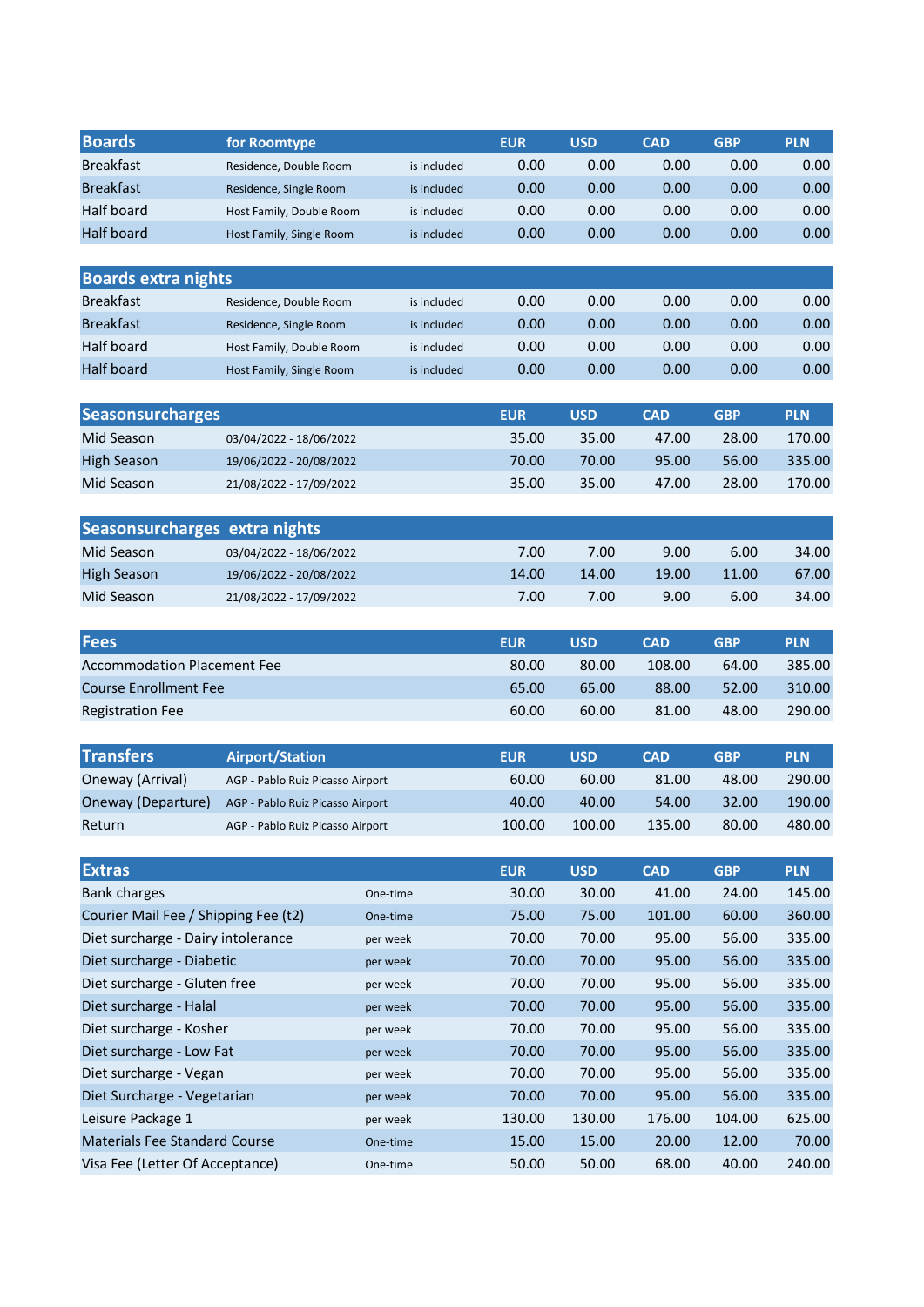| Boards | for Roomtype | | EUR | USD | CAD | GBP | PLN |
|---|---|---|---|---|---|---|---|
| Breakfast | Residence, Double Room | is included | 0.00 | 0.00 | 0.00 | 0.00 | 0.00 |
| Breakfast | Residence, Single Room | is included | 0.00 | 0.00 | 0.00 | 0.00 | 0.00 |
| Half board | Host Family, Double Room | is included | 0.00 | 0.00 | 0.00 | 0.00 | 0.00 |
| Half board | Host Family, Single Room | is included | 0.00 | 0.00 | 0.00 | 0.00 | 0.00 |

| Boards extra nights | | | | | | | |
|---|---|---|---|---|---|---|---|
| Breakfast | Residence, Double Room | is included | 0.00 | 0.00 | 0.00 | 0.00 | 0.00 |
| Breakfast | Residence, Single Room | is included | 0.00 | 0.00 | 0.00 | 0.00 | 0.00 |
| Half board | Host Family, Double Room | is included | 0.00 | 0.00 | 0.00 | 0.00 | 0.00 |
| Half board | Host Family, Single Room | is included | 0.00 | 0.00 | 0.00 | 0.00 | 0.00 |

| Seasonsurcharges | | EUR | USD | CAD | GBP | PLN |
|---|---|---|---|---|---|---|
| Mid Season | 03/04/2022 - 18/06/2022 | 35.00 | 35.00 | 47.00 | 28.00 | 170.00 |
| High Season | 19/06/2022 - 20/08/2022 | 70.00 | 70.00 | 95.00 | 56.00 | 335.00 |
| Mid Season | 21/08/2022 - 17/09/2022 | 35.00 | 35.00 | 47.00 | 28.00 | 170.00 |

| Seasonsurcharges extra nights | | | | | | |
|---|---|---|---|---|---|---|
| Mid Season | 03/04/2022 - 18/06/2022 | 7.00 | 7.00 | 9.00 | 6.00 | 34.00 |
| High Season | 19/06/2022 - 20/08/2022 | 14.00 | 14.00 | 19.00 | 11.00 | 67.00 |
| Mid Season | 21/08/2022 - 17/09/2022 | 7.00 | 7.00 | 9.00 | 6.00 | 34.00 |

| Fees | EUR | USD | CAD | GBP | PLN |
|---|---|---|---|---|---|
| Accommodation Placement Fee | 80.00 | 80.00 | 108.00 | 64.00 | 385.00 |
| Course Enrollment Fee | 65.00 | 65.00 | 88.00 | 52.00 | 310.00 |
| Registration Fee | 60.00 | 60.00 | 81.00 | 48.00 | 290.00 |

| Transfers | Airport/Station | EUR | USD | CAD | GBP | PLN |
|---|---|---|---|---|---|---|
| Oneway (Arrival) | AGP - Pablo Ruiz Picasso Airport | 60.00 | 60.00 | 81.00 | 48.00 | 290.00 |
| Oneway (Departure) | AGP - Pablo Ruiz Picasso Airport | 40.00 | 40.00 | 54.00 | 32.00 | 190.00 |
| Return | AGP - Pablo Ruiz Picasso Airport | 100.00 | 100.00 | 135.00 | 80.00 | 480.00 |

| Extras | | EUR | USD | CAD | GBP | PLN |
|---|---|---|---|---|---|---|
| Bank charges | One-time | 30.00 | 30.00 | 41.00 | 24.00 | 145.00 |
| Courier Mail Fee / Shipping Fee (t2) | One-time | 75.00 | 75.00 | 101.00 | 60.00 | 360.00 |
| Diet surcharge - Dairy intolerance | per week | 70.00 | 70.00 | 95.00 | 56.00 | 335.00 |
| Diet surcharge - Diabetic | per week | 70.00 | 70.00 | 95.00 | 56.00 | 335.00 |
| Diet surcharge - Gluten free | per week | 70.00 | 70.00 | 95.00 | 56.00 | 335.00 |
| Diet surcharge - Halal | per week | 70.00 | 70.00 | 95.00 | 56.00 | 335.00 |
| Diet surcharge - Kosher | per week | 70.00 | 70.00 | 95.00 | 56.00 | 335.00 |
| Diet surcharge - Low Fat | per week | 70.00 | 70.00 | 95.00 | 56.00 | 335.00 |
| Diet surcharge - Vegan | per week | 70.00 | 70.00 | 95.00 | 56.00 | 335.00 |
| Diet Surcharge - Vegetarian | per week | 70.00 | 70.00 | 95.00 | 56.00 | 335.00 |
| Leisure Package 1 | per week | 130.00 | 130.00 | 176.00 | 104.00 | 625.00 |
| Materials Fee Standard Course | One-time | 15.00 | 15.00 | 20.00 | 12.00 | 70.00 |
| Visa Fee (Letter Of Acceptance) | One-time | 50.00 | 50.00 | 68.00 | 40.00 | 240.00 |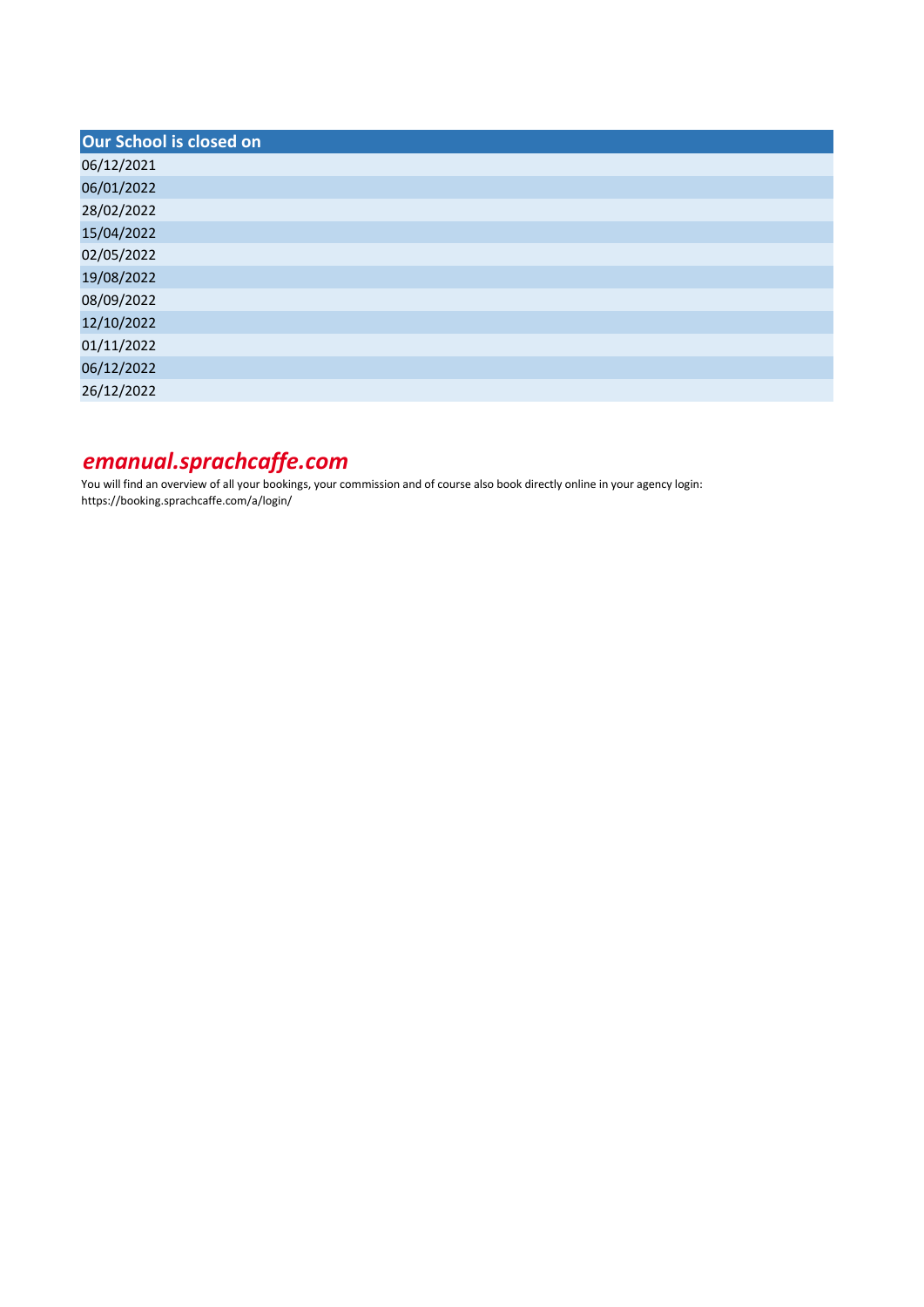| Our School is closed on |
| --- |
| 06/12/2021 |
| 06/01/2022 |
| 28/02/2022 |
| 15/04/2022 |
| 02/05/2022 |
| 19/08/2022 |
| 08/09/2022 |
| 12/10/2022 |
| 01/11/2022 |
| 06/12/2022 |
| 26/12/2022 |

## *emanual.sprachcaffe.com*

You will find an overview of all your bookings, your commission and of course also book directly online in your agency login:
https://booking.sprachcaffe.com/a/login/